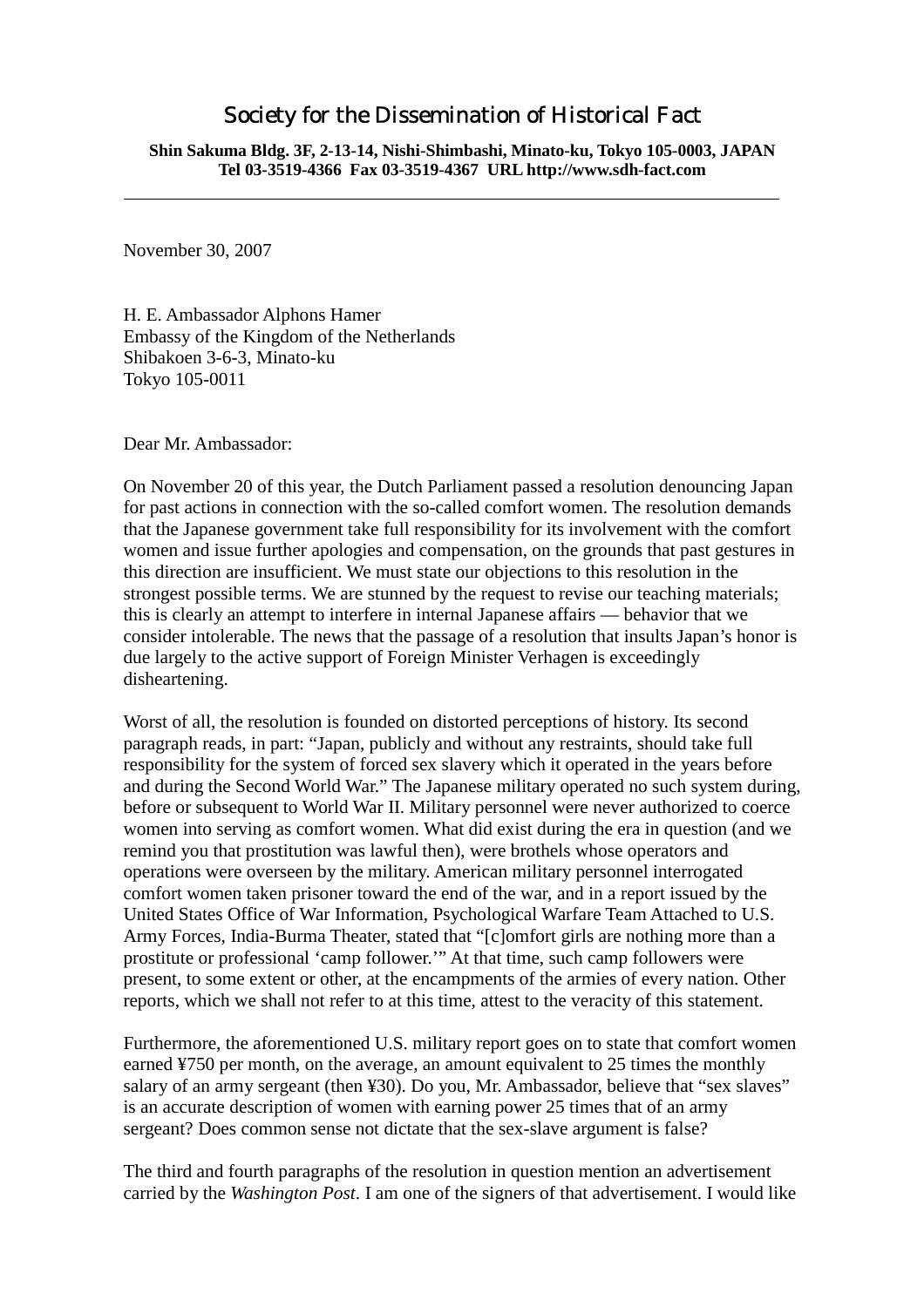# Society for the Dissemination of Historical Fact

**Shin Sakuma Bldg. 3F, 2-13-14, Nishi-Shimbashi, Minato-ku, Tokyo 105-0003, JAPAN**
**Tel 03-3519-4366 Fax 03-3519-4367 URL http://www.sdh-fact.com**

---

November 30, 2007

H. E. Ambassador Alphons Hamer
Embassy of the Kingdom of the Netherlands
Shibakoen 3-6-3, Minato-ku
Tokyo 105-0011

Dear Mr. Ambassador:

On November 20 of this year, the Dutch Parliament passed a resolution denouncing Japan for past actions in connection with the so-called comfort women. The resolution demands that the Japanese government take full responsibility for its involvement with the comfort women and issue further apologies and compensation, on the grounds that past gestures in this direction are insufficient. We must state our objections to this resolution in the strongest possible terms. We are stunned by the request to revise our teaching materials; this is clearly an attempt to interfere in internal Japanese affairs — behavior that we consider intolerable. The news that the passage of a resolution that insults Japan's honor is due largely to the active support of Foreign Minister Verhagen is exceedingly disheartening.

Worst of all, the resolution is founded on distorted perceptions of history. Its second paragraph reads, in part: "Japan, publicly and without any restraints, should take full responsibility for the system of forced sex slavery which it operated in the years before and during the Second World War." The Japanese military operated no such system during, before or subsequent to World War II. Military personnel were never authorized to coerce women into serving as comfort women. What did exist during the era in question (and we remind you that prostitution was lawful then), were brothels whose operators and operations were overseen by the military. American military personnel interrogated comfort women taken prisoner toward the end of the war, and in a report issued by the United States Office of War Information, Psychological Warfare Team Attached to U.S. Army Forces, India-Burma Theater, stated that "[c]omfort girls are nothing more than a prostitute or professional 'camp follower.'" At that time, such camp followers were present, to some extent or other, at the encampments of the armies of every nation. Other reports, which we shall not refer to at this time, attest to the veracity of this statement.

Furthermore, the aforementioned U.S. military report goes on to state that comfort women earned ¥750 per month, on the average, an amount equivalent to 25 times the monthly salary of an army sergeant (then ¥30). Do you, Mr. Ambassador, believe that "sex slaves" is an accurate description of women with earning power 25 times that of an army sergeant? Does common sense not dictate that the sex-slave argument is false?

The third and fourth paragraphs of the resolution in question mention an advertisement carried by the *Washington Post*. I am one of the signers of that advertisement. I would like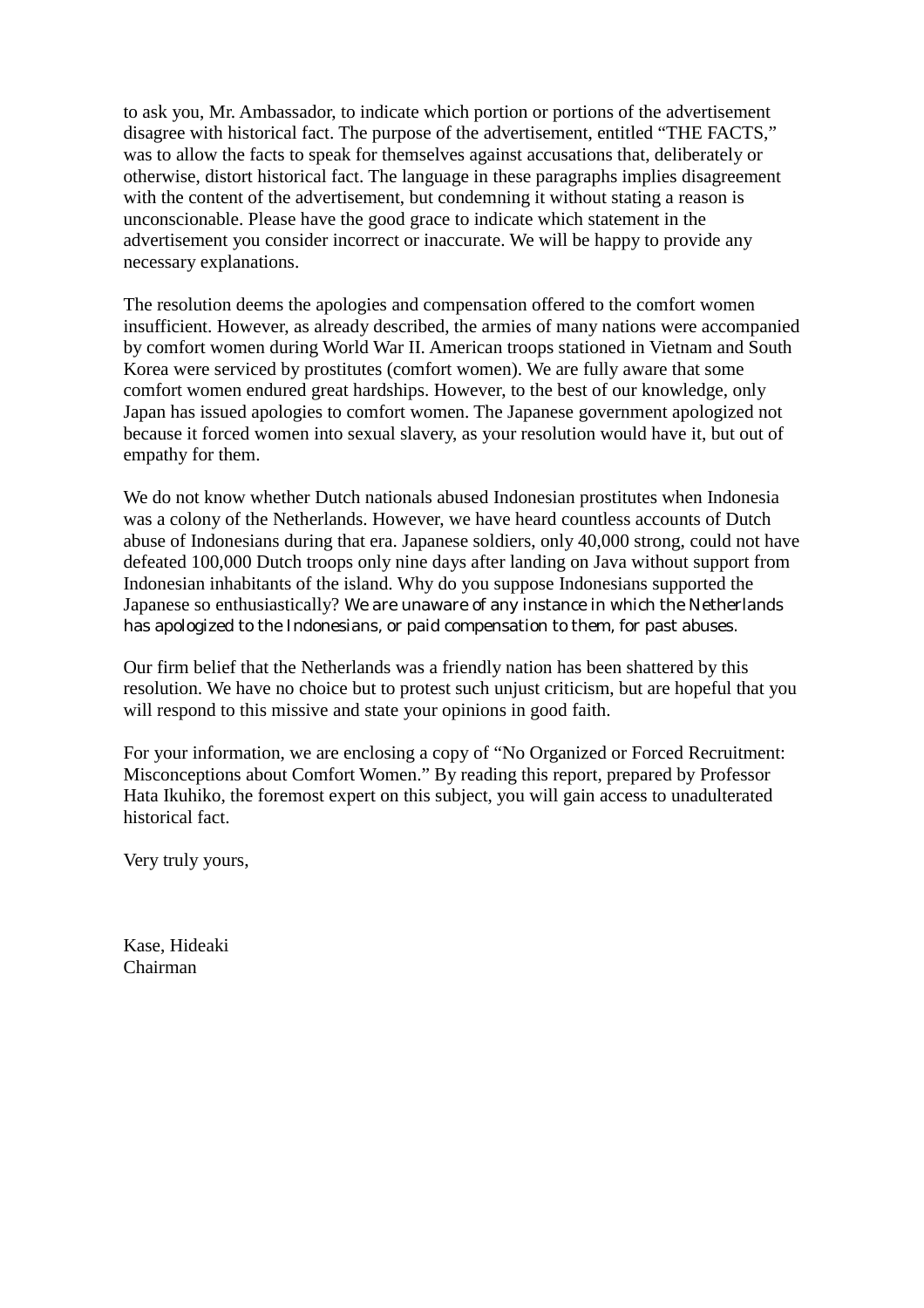to ask you, Mr. Ambassador, to indicate which portion or portions of the advertisement disagree with historical fact. The purpose of the advertisement, entitled "THE FACTS," was to allow the facts to speak for themselves against accusations that, deliberately or otherwise, distort historical fact. The language in these paragraphs implies disagreement with the content of the advertisement, but condemning it without stating a reason is unconscionable. Please have the good grace to indicate which statement in the advertisement you consider incorrect or inaccurate. We will be happy to provide any necessary explanations.

The resolution deems the apologies and compensation offered to the comfort women insufficient. However, as already described, the armies of many nations were accompanied by comfort women during World War II. American troops stationed in Vietnam and South Korea were serviced by prostitutes (comfort women). We are fully aware that some comfort women endured great hardships. However, to the best of our knowledge, only Japan has issued apologies to comfort women. The Japanese government apologized not because it forced women into sexual slavery, as your resolution would have it, but out of empathy for them.

We do not know whether Dutch nationals abused Indonesian prostitutes when Indonesia was a colony of the Netherlands. However, we have heard countless accounts of Dutch abuse of Indonesians during that era. Japanese soldiers, only 40,000 strong, could not have defeated 100,000 Dutch troops only nine days after landing on Java without support from Indonesian inhabitants of the island. Why do you suppose Indonesians supported the Japanese so enthusiastically? We are unaware of any instance in which the Netherlands has apologized to the Indonesians, or paid compensation to them, for past abuses.

Our firm belief that the Netherlands was a friendly nation has been shattered by this resolution. We have no choice but to protest such unjust criticism, but are hopeful that you will respond to this missive and state your opinions in good faith.

For your information, we are enclosing a copy of "No Organized or Forced Recruitment: Misconceptions about Comfort Women." By reading this report, prepared by Professor Hata Ikuhiko, the foremost expert on this subject, you will gain access to unadulterated historical fact.

Very truly yours,

Kase, Hideaki
Chairman